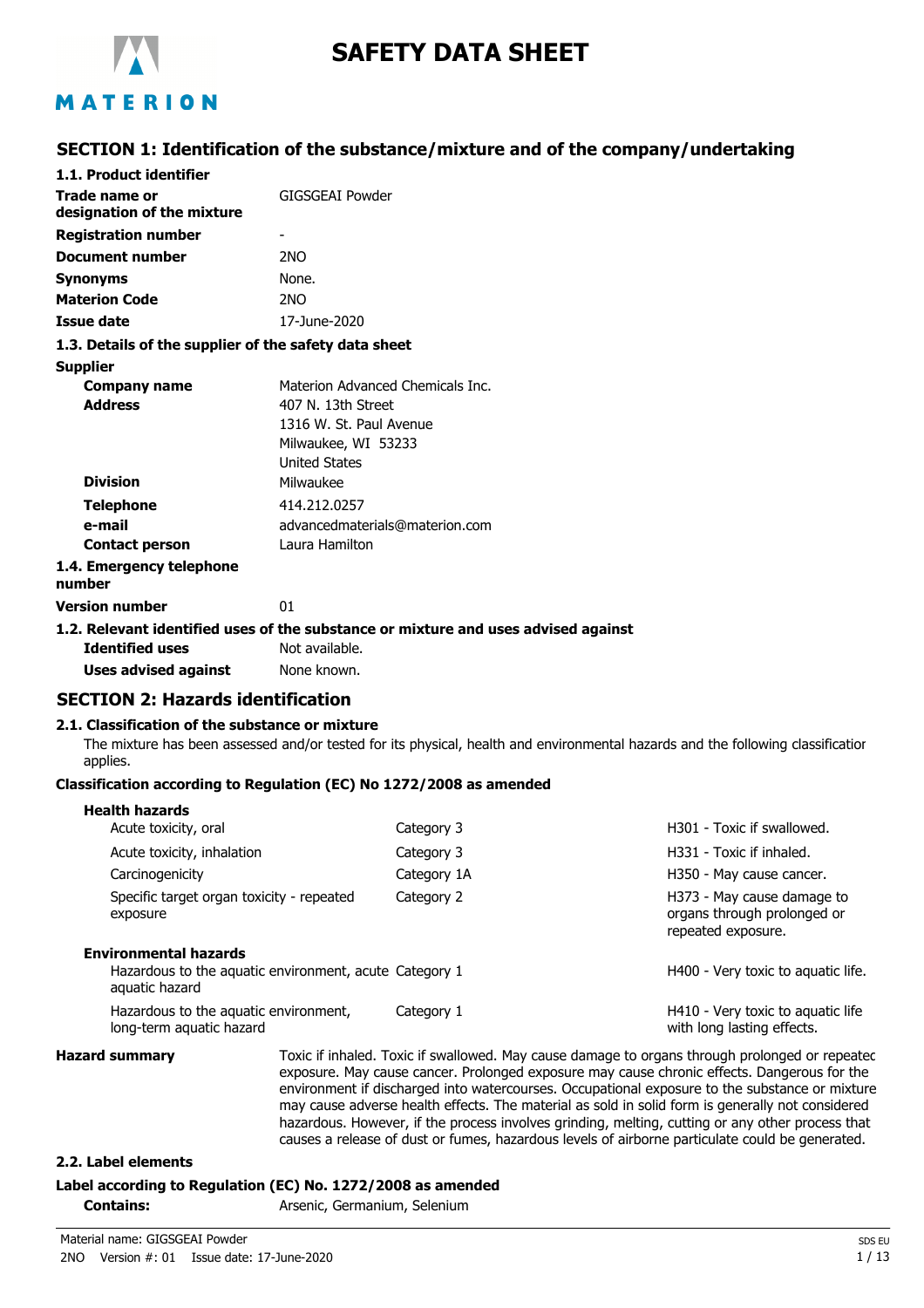# SAFETY DATA SHEET

## SECTION 1: Identification of the substance/mixture and of the company/undertaking

### 1.1. Product identifier

| | |
|---|---|
| **Trade name or designation of the mixture** | GIGSGEAI Powder |
| **Registration number** | - |
| **Document number** | 2NO |
| **Synonyms** | None. |
| **Materion Code** | 2NO |
| **Issue date** | 17-June-2020 |

### 1.3. Details of the supplier of the safety data sheet

**Supplier**

| | |
|---|---|
| **Company name** | Materion Advanced Chemicals Inc. |
| **Address** | 407 N. 13th Street<br>1316 W. St. Paul Avenue<br>Milwaukee, WI 53233<br>United States |
| **Division** | Milwaukee |
| **Telephone** | 414.212.0257 |
| **e-mail** | advancedmaterials@materion.com |
| **Contact person** | Laura Hamilton |

**1.4. Emergency telephone number**

**Version number** 01

### 1.2. Relevant identified uses of the substance or mixture and uses advised against

| | |
|---|---|
| **Identified uses** | Not available. |
| **Uses advised against** | None known. |

## SECTION 2: Hazards identification

### 2.1. Classification of the substance or mixture

The mixture has been assessed and/or tested for its physical, health and environmental hazards and the following classification applies.

**Classification according to Regulation (EC) No 1272/2008 as amended**

| | | |
|---|---|---|
| **Health hazards** | | |
| Acute toxicity, oral | Category 3 | H301 - Toxic if swallowed. |
| Acute toxicity, inhalation | Category 3 | H331 - Toxic if inhaled. |
| Carcinogenicity | Category 1A | H350 - May cause cancer. |
| Specific target organ toxicity - repeated exposure | Category 2 | H373 - May cause damage to organs through prolonged or repeated exposure. |
| **Environmental hazards** | | |
| Hazardous to the aquatic environment, acute aquatic hazard | Category 1 | H400 - Very toxic to aquatic life. |
| Hazardous to the aquatic environment, long-term aquatic hazard | Category 1 | H410 - Very toxic to aquatic life with long lasting effects. |

**Hazard summary** Toxic if inhaled. Toxic if swallowed. May cause damage to organs through prolonged or repeated exposure. May cause cancer. Prolonged exposure may cause chronic effects. Dangerous for the environment if discharged into watercourses. Occupational exposure to the substance or mixture may cause adverse health effects. The material as sold in solid form is generally not considered hazardous. However, if the process involves grinding, melting, cutting or any other process that causes a release of dust or fumes, hazardous levels of airborne particulate could be generated.

### 2.2. Label elements

**Label according to Regulation (EC) No. 1272/2008 as amended**

**Contains:** Arsenic, Germanium, Selenium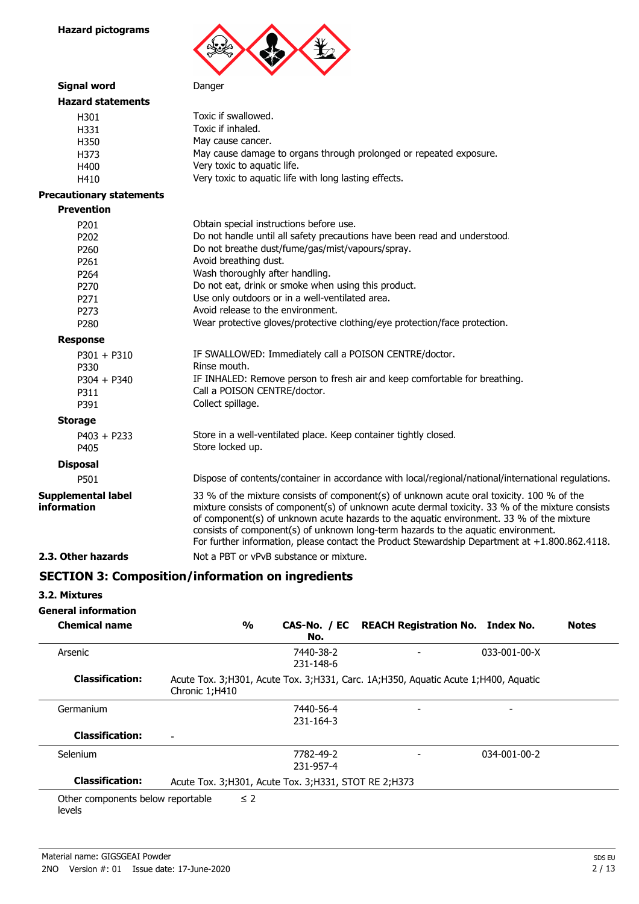**Hazard pictograms**

**Signal word** Danger

**Hazard statements**

| | |
|---|---|
| H301 | Toxic if swallowed. |
| H331 | Toxic if inhaled. |
| H350 | May cause cancer. |
| H373 | May cause damage to organs through prolonged or repeated exposure. |
| H400 | Very toxic to aquatic life. |
| H410 | Very toxic to aquatic life with long lasting effects. |

**Precautionary statements**

**Prevention**

| | |
|---|---|
| P201 | Obtain special instructions before use. |
| P202 | Do not handle until all safety precautions have been read and understood. |
| P260 | Do not breathe dust/fume/gas/mist/vapours/spray. |
| P261 | Avoid breathing dust. |
| P264 | Wash thoroughly after handling. |
| P270 | Do not eat, drink or smoke when using this product. |
| P271 | Use only outdoors or in a well-ventilated area. |
| P273 | Avoid release to the environment. |
| P280 | Wear protective gloves/protective clothing/eye protection/face protection. |

**Response**

| | |
|---|---|
| P301 + P310 | IF SWALLOWED: Immediately call a POISON CENTRE/doctor. |
| P330 | Rinse mouth. |
| P304 + P340 | IF INHALED: Remove person to fresh air and keep comfortable for breathing. |
| P311 | Call a POISON CENTRE/doctor. |
| P391 | Collect spillage. |

**Storage**

| | |
|---|---|
| P403 + P233 | Store in a well-ventilated place. Keep container tightly closed. |
| P405 | Store locked up. |

**Disposal**

| | |
|---|---|
| P501 | Dispose of contents/container in accordance with local/regional/national/international regulations. |

**Supplemental label information**

33 % of the mixture consists of component(s) of unknown acute oral toxicity. 100 % of the mixture consists of component(s) of unknown acute dermal toxicity. 33 % of the mixture consists of component(s) of unknown acute hazards to the aquatic environment. 33 % of the mixture consists of component(s) of unknown long-term hazards to the aquatic environment.
For further information, please contact the Product Stewardship Department at +1.800.862.4118.

**2.3. Other hazards** Not a PBT or vPvB substance or mixture.

## SECTION 3: Composition/information on ingredients

### 3.2. Mixtures

**General information**

| Chemical name | % | CAS-No. / EC No. | REACH Registration No. | Index No. | Notes |
|---|---|---|---|---|---|
| Arsenic | | 7440-38-2<br>231-148-6 | - | 033-001-00-X | |
| **Classification:** | Acute Tox. 3;H301, Acute Tox. 3;H331, Carc. 1A;H350, Aquatic Acute 1;H400, Aquatic Chronic 1;H410 | | | | |
| Germanium | | 7440-56-4<br>231-164-3 | - | - | |
| **Classification:** | - | | | | |
| Selenium | | 7782-49-2<br>231-957-4 | - | 034-001-00-2 | |
| **Classification:** | Acute Tox. 3;H301, Acute Tox. 3;H331, STOT RE 2;H373 | | | | |
| Other components below reportable levels | ≤ 2 | | | | |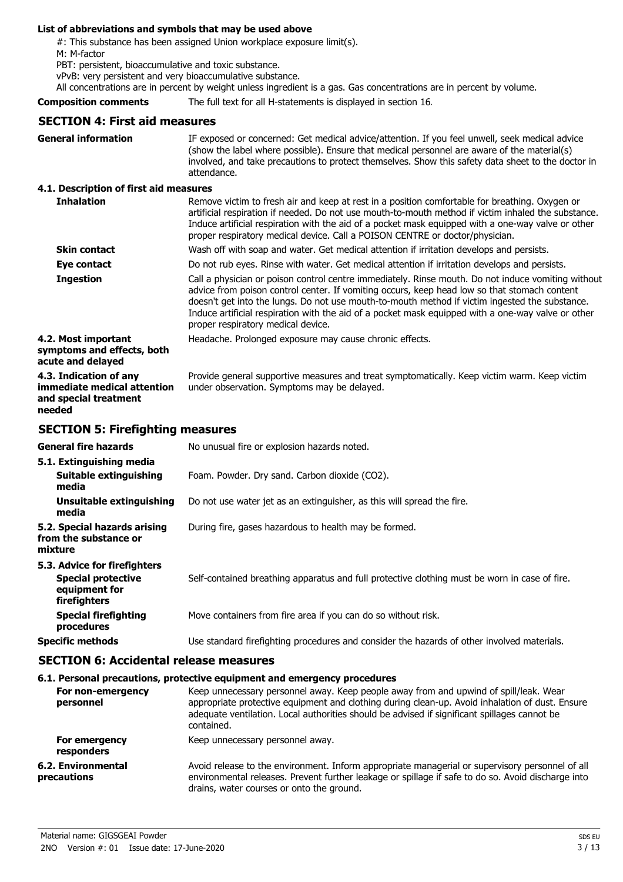**List of abbreviations and symbols that may be used above**

#: This substance has been assigned Union workplace exposure limit(s).

M: M-factor

PBT: persistent, bioaccumulative and toxic substance.

vPvB: very persistent and very bioaccumulative substance.

All concentrations are in percent by weight unless ingredient is a gas. Gas concentrations are in percent by volume.

**Composition comments** The full text for all H-statements is displayed in section 16.

## SECTION 4: First aid measures

**General information** IF exposed or concerned: Get medical advice/attention. If you feel unwell, seek medical advice (show the label where possible). Ensure that medical personnel are aware of the material(s) involved, and take precautions to protect themselves. Show this safety data sheet to the doctor in attendance.

### 4.1. Description of first aid measures

**Inhalation** Remove victim to fresh air and keep at rest in a position comfortable for breathing. Oxygen or artificial respiration if needed. Do not use mouth-to-mouth method if victim inhaled the substance. Induce artificial respiration with the aid of a pocket mask equipped with a one-way valve or other proper respiratory medical device. Call a POISON CENTRE or doctor/physician.

**Skin contact** Wash off with soap and water. Get medical attention if irritation develops and persists.

**Eye contact** Do not rub eyes. Rinse with water. Get medical attention if irritation develops and persists.

**Ingestion** Call a physician or poison control centre immediately. Rinse mouth. Do not induce vomiting without advice from poison control center. If vomiting occurs, keep head low so that stomach content doesn't get into the lungs. Do not use mouth-to-mouth method if victim ingested the substance. Induce artificial respiration with the aid of a pocket mask equipped with a one-way valve or other proper respiratory medical device.

**4.2. Most important symptoms and effects, both acute and delayed** Headache. Prolonged exposure may cause chronic effects.

**4.3. Indication of any immediate medical attention and special treatment needed** Provide general supportive measures and treat symptomatically. Keep victim warm. Keep victim under observation. Symptoms may be delayed.

## SECTION 5: Firefighting measures

**General fire hazards** No unusual fire or explosion hazards noted.

### 5.1. Extinguishing media

**Suitable extinguishing media** Foam. Powder. Dry sand. Carbon dioxide ($CO_2$).

**Unsuitable extinguishing media** Do not use water jet as an extinguisher, as this will spread the fire.

**5.2. Special hazards arising from the substance or mixture** During fire, gases hazardous to health may be formed.

### 5.3. Advice for firefighters

**Special protective equipment for firefighters** Self-contained breathing apparatus and full protective clothing must be worn in case of fire.

**Special firefighting procedures** Move containers from fire area if you can do so without risk.

**Specific methods** Use standard firefighting procedures and consider the hazards of other involved materials.

## SECTION 6: Accidental release measures

### 6.1. Personal precautions, protective equipment and emergency procedures

**For non-emergency personnel** Keep unnecessary personnel away. Keep people away from and upwind of spill/leak. Wear appropriate protective equipment and clothing during clean-up. Avoid inhalation of dust. Ensure adequate ventilation. Local authorities should be advised if significant spillages cannot be contained.

**For emergency responders** Keep unnecessary personnel away.

**6.2. Environmental precautions** Avoid release to the environment. Inform appropriate managerial or supervisory personnel of all environmental releases. Prevent further leakage or spillage if safe to do so. Avoid discharge into drains, water courses or onto the ground.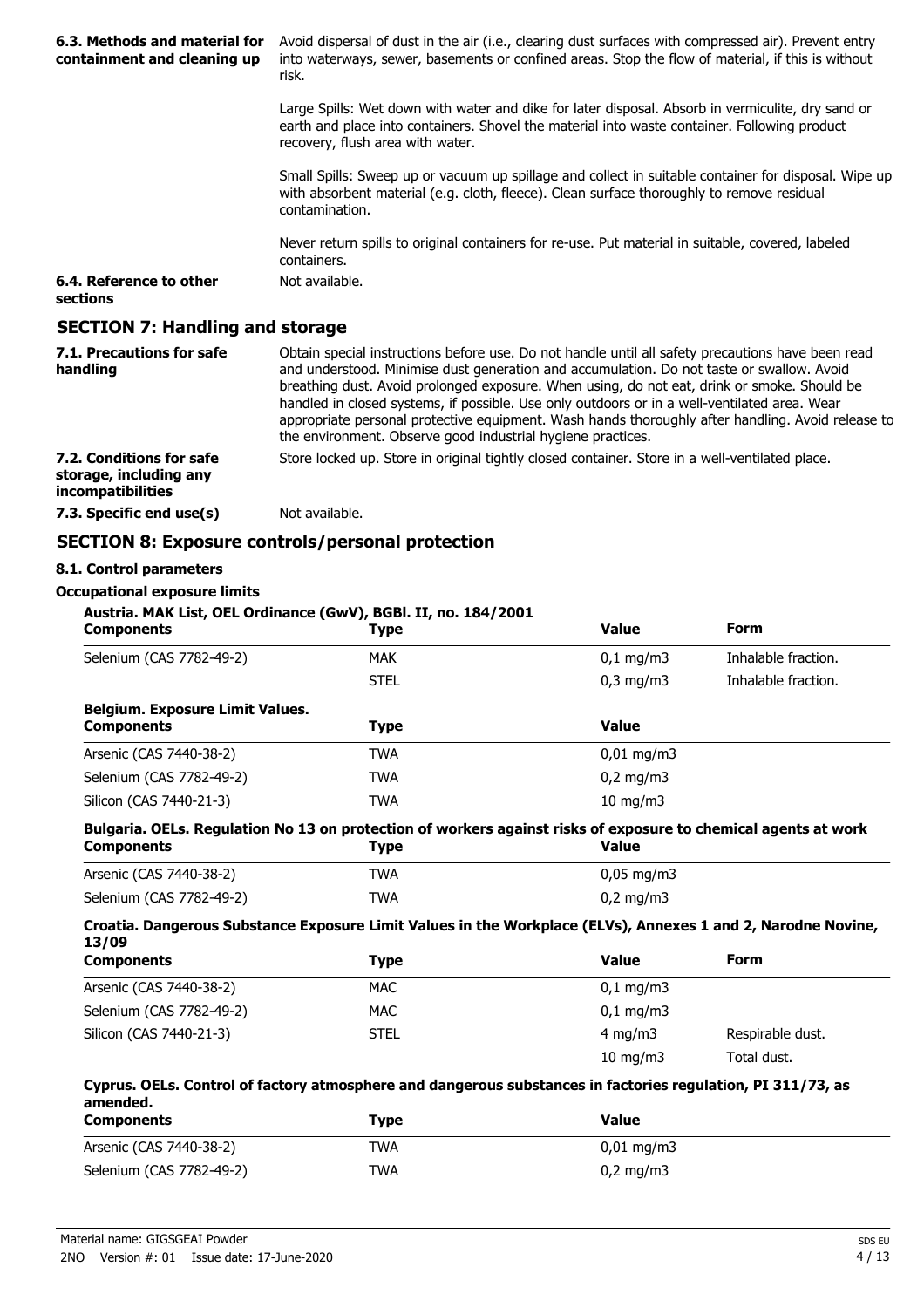| | |
|---|---|
| **6.3. Methods and material for containment and cleaning up** | Avoid dispersal of dust in the air (i.e., clearing dust surfaces with compressed air). Prevent entry into waterways, sewer, basements or confined areas. Stop the flow of material, if this is without risk. |
| | Large Spills: Wet down with water and dike for later disposal. Absorb in vermiculite, dry sand or earth and place into containers. Shovel the material into waste container. Following product recovery, flush area with water. |
| | Small Spills: Sweep up or vacuum up spillage and collect in suitable container for disposal. Wipe up with absorbent material (e.g. cloth, fleece). Clean surface thoroughly to remove residual contamination. |
| | Never return spills to original containers for re-use. Put material in suitable, covered, labeled containers. |
| **6.4. Reference to other sections** | Not available. |

## SECTION 7: Handling and storage

| | |
|---|---|
| **7.1. Precautions for safe handling** | Obtain special instructions before use. Do not handle until all safety precautions have been read and understood. Minimise dust generation and accumulation. Do not taste or swallow. Avoid breathing dust. Avoid prolonged exposure. When using, do not eat, drink or smoke. Should be handled in closed systems, if possible. Use only outdoors or in a well-ventilated area. Wear appropriate personal protective equipment. Wash hands thoroughly after handling. Avoid release to the environment. Observe good industrial hygiene practices. |
| **7.2. Conditions for safe storage, including any incompatibilities** | Store locked up. Store in original tightly closed container. Store in a well-ventilated place. |
| **7.3. Specific end use(s)** | Not available. |

## SECTION 8: Exposure controls/personal protection

### 8.1. Control parameters

### Occupational exposure limits

**Austria. MAK List, OEL Ordinance (GwV), BGBl. II, no. 184/2001**

| Components | Type | Value | Form |
|---|---|---|---|
| Selenium (CAS 7782-49-2) | MAK | 0,1 mg/m3 | Inhalable fraction. |
| | STEL | 0,3 mg/m3 | Inhalable fraction. |

**Belgium. Exposure Limit Values.**

| Components | Type | Value |
|---|---|---|
| Arsenic (CAS 7440-38-2) | TWA | 0,01 mg/m3 |
| Selenium (CAS 7782-49-2) | TWA | 0,2 mg/m3 |
| Silicon (CAS 7440-21-3) | TWA | 10 mg/m3 |

**Bulgaria. OELs. Regulation No 13 on protection of workers against risks of exposure to chemical agents at work**

| Components | Type | Value |
|---|---|---|
| Arsenic (CAS 7440-38-2) | TWA | 0,05 mg/m3 |
| Selenium (CAS 7782-49-2) | TWA | 0,2 mg/m3 |

**Croatia. Dangerous Substance Exposure Limit Values in the Workplace (ELVs), Annexes 1 and 2, Narodne Novine, 13/09**

| Components | Type | Value | Form |
|---|---|---|---|
| Arsenic (CAS 7440-38-2) | MAC | 0,1 mg/m3 | |
| Selenium (CAS 7782-49-2) | MAC | 0,1 mg/m3 | |
| Silicon (CAS 7440-21-3) | STEL | 4 mg/m3 | Respirable dust. |
| | | 10 mg/m3 | Total dust. |

**Cyprus. OELs. Control of factory atmosphere and dangerous substances in factories regulation, PI 311/73, as amended.**

| Components | Type | Value |
|---|---|---|
| Arsenic (CAS 7440-38-2) | TWA | 0,01 mg/m3 |
| Selenium (CAS 7782-49-2) | TWA | 0,2 mg/m3 |

Material name: GIGSGEAI Powder
2NO Version #: 01 Issue date: 17-June-2020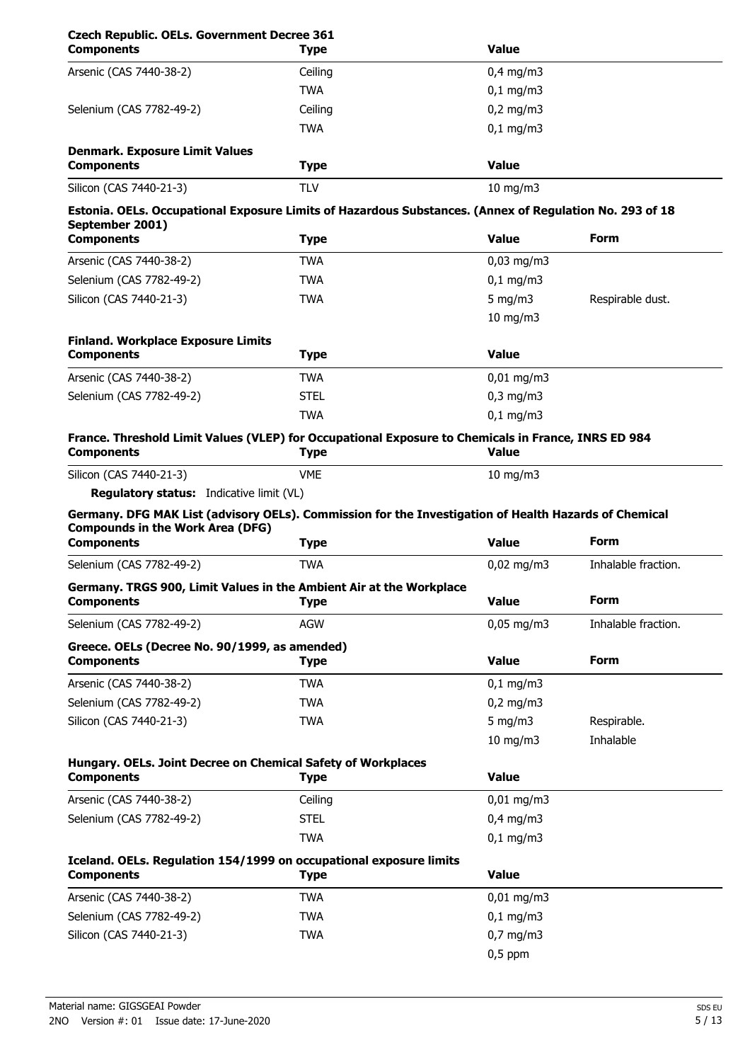**Czech Republic. OELs. Government Decree 361**

| Components | Type | Value |
| --- | --- | --- |
| Arsenic (CAS 7440-38-2) | Ceiling | 0,4 mg/m3 |
| | TWA | 0,1 mg/m3 |
| Selenium (CAS 7782-49-2) | Ceiling | 0,2 mg/m3 |
| | TWA | 0,1 mg/m3 |

**Denmark. Exposure Limit Values**

| Components | Type | Value |
| --- | --- | --- |
| Silicon (CAS 7440-21-3) | TLV | 10 mg/m3 |

**Estonia. OELs. Occupational Exposure Limits of Hazardous Substances. (Annex of Regulation No. 293 of 18 September 2001)**

| Components | Type | Value | Form |
| --- | --- | --- | --- |
| Arsenic (CAS 7440-38-2) | TWA | 0,03 mg/m3 | |
| Selenium (CAS 7782-49-2) | TWA | 0,1 mg/m3 | |
| Silicon (CAS 7440-21-3) | TWA | 5 mg/m3 | Respirable dust. |
| | | 10 mg/m3 | |

**Finland. Workplace Exposure Limits**

| Components | Type | Value |
| --- | --- | --- |
| Arsenic (CAS 7440-38-2) | TWA | 0,01 mg/m3 |
| Selenium (CAS 7782-49-2) | STEL | 0,3 mg/m3 |
| | TWA | 0,1 mg/m3 |

**France. Threshold Limit Values (VLEP) for Occupational Exposure to Chemicals in France, INRS ED 984**

| Components | Type | Value |
| --- | --- | --- |
| Silicon (CAS 7440-21-3) | VME | 10 mg/m3 |

**Regulatory status:** Indicative limit (VL)

**Germany. DFG MAK List (advisory OELs). Commission for the Investigation of Health Hazards of Chemical Compounds in the Work Area (DFG)**

| Components | Type | Value | Form |
| --- | --- | --- | --- |
| Selenium (CAS 7782-49-2) | TWA | 0,02 mg/m3 | Inhalable fraction. |

**Germany. TRGS 900, Limit Values in the Ambient Air at the Workplace**

| Components | Type | Value | Form |
| --- | --- | --- | --- |
| Selenium (CAS 7782-49-2) | AGW | 0,05 mg/m3 | Inhalable fraction. |

**Greece. OELs (Decree No. 90/1999, as amended)**

| Components | Type | Value | Form |
| --- | --- | --- | --- |
| Arsenic (CAS 7440-38-2) | TWA | 0,1 mg/m3 | |
| Selenium (CAS 7782-49-2) | TWA | 0,2 mg/m3 | |
| Silicon (CAS 7440-21-3) | TWA | 5 mg/m3 | Respirable. |
| | | 10 mg/m3 | Inhalable |

**Hungary. OELs. Joint Decree on Chemical Safety of Workplaces**

| Components | Type | Value |
| --- | --- | --- |
| Arsenic (CAS 7440-38-2) | Ceiling | 0,01 mg/m3 |
| Selenium (CAS 7782-49-2) | STEL | 0,4 mg/m3 |
| | TWA | 0,1 mg/m3 |

**Iceland. OELs. Regulation 154/1999 on occupational exposure limits**

| Components | Type | Value |
| --- | --- | --- |
| Arsenic (CAS 7440-38-2) | TWA | 0,01 mg/m3 |
| Selenium (CAS 7782-49-2) | TWA | 0,1 mg/m3 |
| Silicon (CAS 7440-21-3) | TWA | 0,7 mg/m3 |
| | | 0,5 ppm |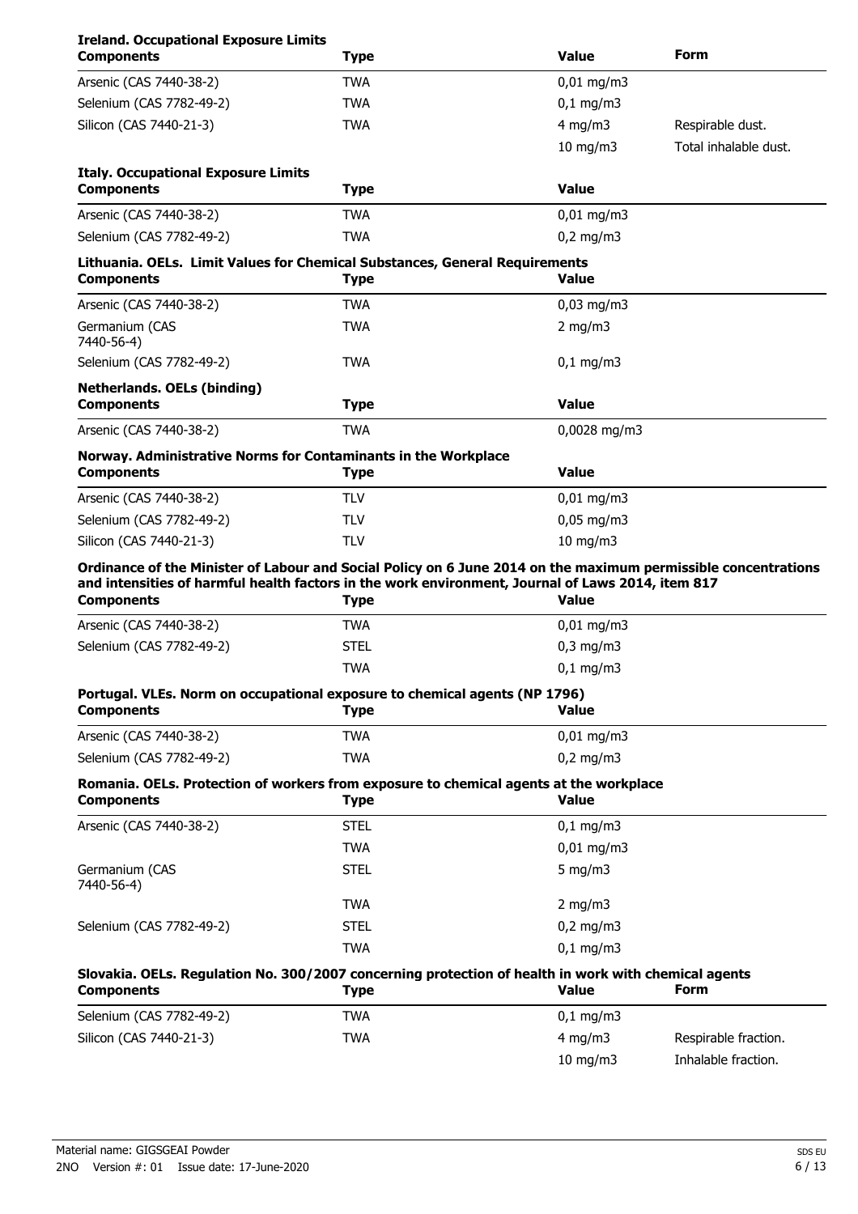**Ireland. Occupational Exposure Limits**

| Components | Type | Value | Form |
|---|---|---|---|
| Arsenic (CAS 7440-38-2) | TWA | 0,01 mg/m3 | |
| Selenium (CAS 7782-49-2) | TWA | 0,1 mg/m3 | |
| Silicon (CAS 7440-21-3) | TWA | 4 mg/m3 | Respirable dust. |
| | | 10 mg/m3 | Total inhalable dust. |

**Italy. Occupational Exposure Limits**

| Components | Type | Value |
|---|---|---|
| Arsenic (CAS 7440-38-2) | TWA | 0,01 mg/m3 |
| Selenium (CAS 7782-49-2) | TWA | 0,2 mg/m3 |

**Lithuania. OELs. Limit Values for Chemical Substances, General Requirements**

| Components | Type | Value |
|---|---|---|
| Arsenic (CAS 7440-38-2) | TWA | 0,03 mg/m3 |
| Germanium (CAS 7440-56-4) | TWA | 2 mg/m3 |
| Selenium (CAS 7782-49-2) | TWA | 0,1 mg/m3 |

**Netherlands. OELs (binding)**

| Components | Type | Value |
|---|---|---|
| Arsenic (CAS 7440-38-2) | TWA | 0,0028 mg/m3 |

**Norway. Administrative Norms for Contaminants in the Workplace**

| Components | Type | Value |
|---|---|---|
| Arsenic (CAS 7440-38-2) | TLV | 0,01 mg/m3 |
| Selenium (CAS 7782-49-2) | TLV | 0,05 mg/m3 |
| Silicon (CAS 7440-21-3) | TLV | 10 mg/m3 |

**Ordinance of the Minister of Labour and Social Policy on 6 June 2014 on the maximum permissible concentrations and intensities of harmful health factors in the work environment, Journal of Laws 2014, item 817**

| Components | Type | Value |
|---|---|---|
| Arsenic (CAS 7440-38-2) | TWA | 0,01 mg/m3 |
| Selenium (CAS 7782-49-2) | STEL | 0,3 mg/m3 |
| | TWA | 0,1 mg/m3 |

**Portugal. VLEs. Norm on occupational exposure to chemical agents (NP 1796)**

| Components | Type | Value |
|---|---|---|
| Arsenic (CAS 7440-38-2) | TWA | 0,01 mg/m3 |
| Selenium (CAS 7782-49-2) | TWA | 0,2 mg/m3 |

**Romania. OELs. Protection of workers from exposure to chemical agents at the workplace**

| Components | Type | Value |
|---|---|---|
| Arsenic (CAS 7440-38-2) | STEL | 0,1 mg/m3 |
| | TWA | 0,01 mg/m3 |
| Germanium (CAS 7440-56-4) | STEL | 5 mg/m3 |
| | TWA | 2 mg/m3 |
| Selenium (CAS 7782-49-2) | STEL | 0,2 mg/m3 |
| | TWA | 0,1 mg/m3 |

**Slovakia. OELs. Regulation No. 300/2007 concerning protection of health in work with chemical agents**

| Components | Type | Value | Form |
|---|---|---|---|
| Selenium (CAS 7782-49-2) | TWA | 0,1 mg/m3 | |
| Silicon (CAS 7440-21-3) | TWA | 4 mg/m3 | Respirable fraction. |
| | | 10 mg/m3 | Inhalable fraction. |

Material name: GIGSGEAI Powder
2NO Version #: 01 Issue date: 17-June-2020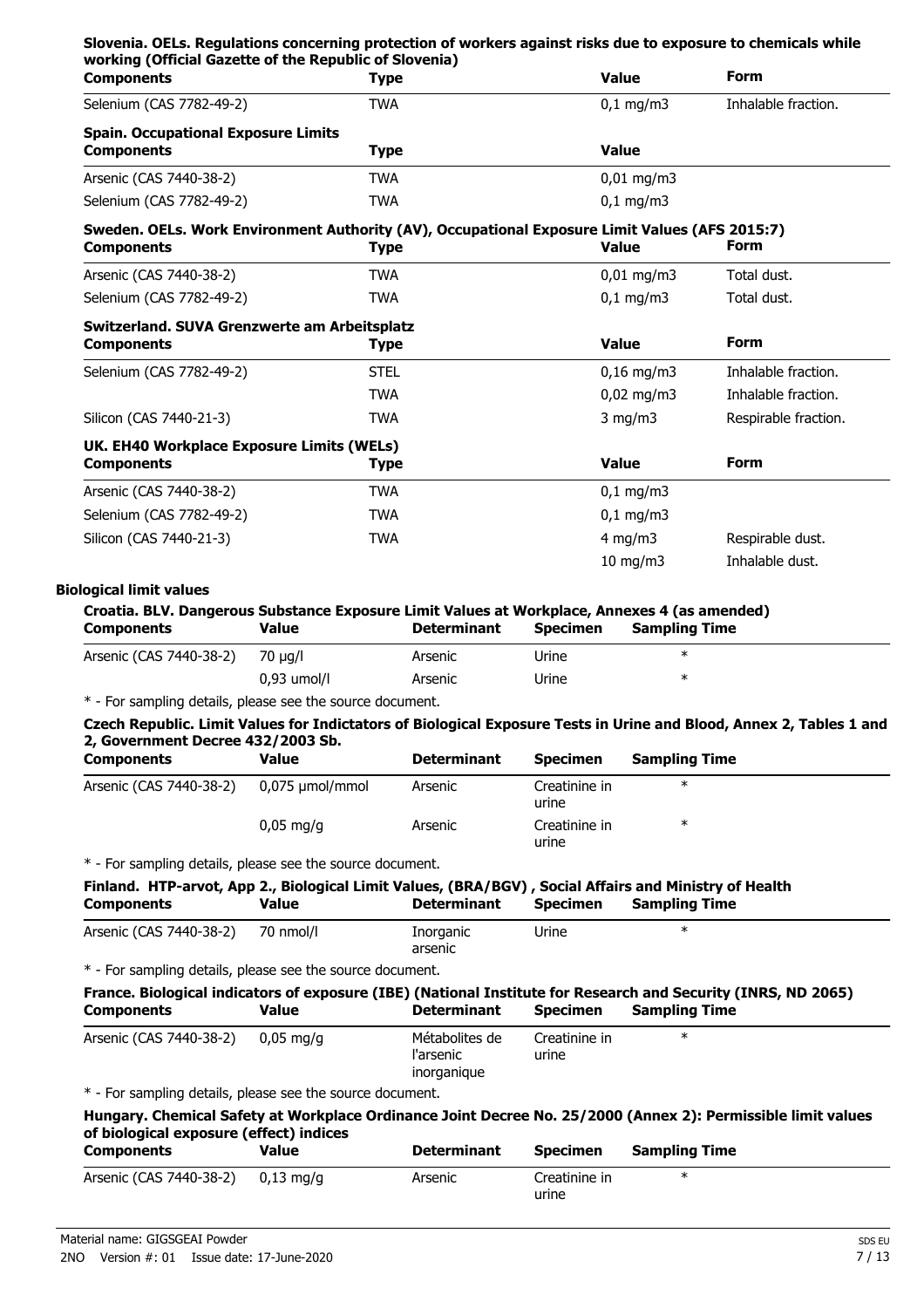**Slovenia. OELs. Regulations concerning protection of workers against risks due to exposure to chemicals while working (Official Gazette of the Republic of Slovenia)**

| Components | Type | Value | Form |
| --- | --- | --- | --- |
| Selenium (CAS 7782-49-2) | TWA | 0,1 mg/m3 | Inhalable fraction. |

**Spain. Occupational Exposure Limits**

| Components | Type | Value |
| --- | --- | --- |
| Arsenic (CAS 7440-38-2) | TWA | 0,01 mg/m3 |
| Selenium (CAS 7782-49-2) | TWA | 0,1 mg/m3 |

**Sweden. OELs. Work Environment Authority (AV), Occupational Exposure Limit Values (AFS 2015:7)**

| Components | Type | Value | Form |
| --- | --- | --- | --- |
| Arsenic (CAS 7440-38-2) | TWA | 0,01 mg/m3 | Total dust. |
| Selenium (CAS 7782-49-2) | TWA | 0,1 mg/m3 | Total dust. |

**Switzerland. SUVA Grenzwerte am Arbeitsplatz**

| Components | Type | Value | Form |
| --- | --- | --- | --- |
| Selenium (CAS 7782-49-2) | STEL | 0,16 mg/m3 | Inhalable fraction. |
| | TWA | 0,02 mg/m3 | Inhalable fraction. |
| Silicon (CAS 7440-21-3) | TWA | 3 mg/m3 | Respirable fraction. |

**UK. EH40 Workplace Exposure Limits (WELs)**

| Components | Type | Value | Form |
| --- | --- | --- | --- |
| Arsenic (CAS 7440-38-2) | TWA | 0,1 mg/m3 | |
| Selenium (CAS 7782-49-2) | TWA | 0,1 mg/m3 | |
| Silicon (CAS 7440-21-3) | TWA | 4 mg/m3 | Respirable dust. |
| | | 10 mg/m3 | Inhalable dust. |

**Biological limit values**

**Croatia. BLV. Dangerous Substance Exposure Limit Values at Workplace, Annexes 4 (as amended)**

| Components | Value | Determinant | Specimen | Sampling Time |
| --- | --- | --- | --- | --- |
| Arsenic (CAS 7440-38-2) | 70 µg/l | Arsenic | Urine | * |
| | 0,93 umol/l | Arsenic | Urine | * |

* - For sampling details, please see the source document.

**Czech Republic. Limit Values for Indictators of Biological Exposure Tests in Urine and Blood, Annex 2, Tables 1 and 2, Government Decree 432/2003 Sb.**

| Components | Value | Determinant | Specimen | Sampling Time |
| --- | --- | --- | --- | --- |
| Arsenic (CAS 7440-38-2) | 0,075 µmol/mmol | Arsenic | Creatinine in urine | * |
| | 0,05 mg/g | Arsenic | Creatinine in urine | * |

* - For sampling details, please see the source document.

**Finland. HTP-arvot, App 2., Biological Limit Values, (BRA/BGV) , Social Affairs and Ministry of Health**

| Components | Value | Determinant | Specimen | Sampling Time |
| --- | --- | --- | --- | --- |
| Arsenic (CAS 7440-38-2) | 70 nmol/l | Inorganic arsenic | Urine | * |

* - For sampling details, please see the source document.

**France. Biological indicators of exposure (IBE) (National Institute for Research and Security (INRS, ND 2065)**

| Components | Value | Determinant | Specimen | Sampling Time |
| --- | --- | --- | --- | --- |
| Arsenic (CAS 7440-38-2) | 0,05 mg/g | Métabolites de l'arsenic inorganique | Creatinine in urine | * |

* - For sampling details, please see the source document.

**Hungary. Chemical Safety at Workplace Ordinance Joint Decree No. 25/2000 (Annex 2): Permissible limit values of biological exposure (effect) indices**

| Components | Value | Determinant | Specimen | Sampling Time |
| --- | --- | --- | --- | --- |
| Arsenic (CAS 7440-38-2) | 0,13 mg/g | Arsenic | Creatinine in urine | * |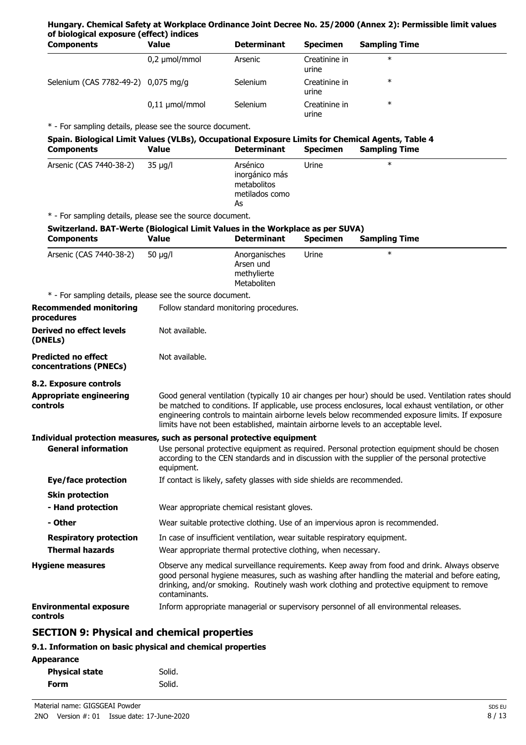**Hungary. Chemical Safety at Workplace Ordinance Joint Decree No. 25/2000 (Annex 2): Permissible limit values of biological exposure (effect) indices**

| Components | Value | Determinant | Specimen | Sampling Time |
|---|---|---|---|---|
| | 0,2 µmol/mmol | Arsenic | Creatinine in urine | * |
| Selenium (CAS 7782-49-2) | 0,075 mg/g | Selenium | Creatinine in urine | * |
| | 0,11 µmol/mmol | Selenium | Creatinine in urine | * |

* - For sampling details, please see the source document.

**Spain. Biological Limit Values (VLBs), Occupational Exposure Limits for Chemical Agents, Table 4**

| Components | Value | Determinant | Specimen | Sampling Time |
|---|---|---|---|---|
| Arsenic (CAS 7440-38-2) | 35 µg/l | Arsénico inorgánico más metabolitos metilados como As | Urine | * |

* - For sampling details, please see the source document.

**Switzerland. BAT-Werte (Biological Limit Values in the Workplace as per SUVA)**

| Components | Value | Determinant | Specimen | Sampling Time |
|---|---|---|---|---|
| Arsenic (CAS 7440-38-2) | 50 µg/l | Anorganisches Arsen und methylierte Metaboliten | Urine | * |

* - For sampling details, please see the source document.

**Recommended monitoring procedures** Follow standard monitoring procedures.

**Derived no effect levels (DNELs)** Not available.

**Predicted no effect concentrations (PNECs)** Not available.

**8.2. Exposure controls**

**Appropriate engineering controls** Good general ventilation (typically 10 air changes per hour) should be used. Ventilation rates should be matched to conditions. If applicable, use process enclosures, local exhaust ventilation, or other engineering controls to maintain airborne levels below recommended exposure limits. If exposure limits have not been established, maintain airborne levels to an acceptable level.

**Individual protection measures, such as personal protective equipment**

**General information** Use personal protective equipment as required. Personal protection equipment should be chosen according to the CEN standards and in discussion with the supplier of the personal protective equipment.

**Eye/face protection** If contact is likely, safety glasses with side shields are recommended.

**Skin protection**

**- Hand protection** Wear appropriate chemical resistant gloves.

**- Other** Wear suitable protective clothing. Use of an impervious apron is recommended.

**Respiratory protection** In case of insufficient ventilation, wear suitable respiratory equipment.

**Thermal hazards** Wear appropriate thermal protective clothing, when necessary.

**Hygiene measures** Observe any medical surveillance requirements. Keep away from food and drink. Always observe good personal hygiene measures, such as washing after handling the material and before eating, drinking, and/or smoking. Routinely wash work clothing and protective equipment to remove contaminants.

**Environmental exposure controls** Inform appropriate managerial or supervisory personnel of all environmental releases.

## SECTION 9: Physical and chemical properties

**9.1. Information on basic physical and chemical properties**

**Appearance**

**Physical state** Solid.

**Form** Solid.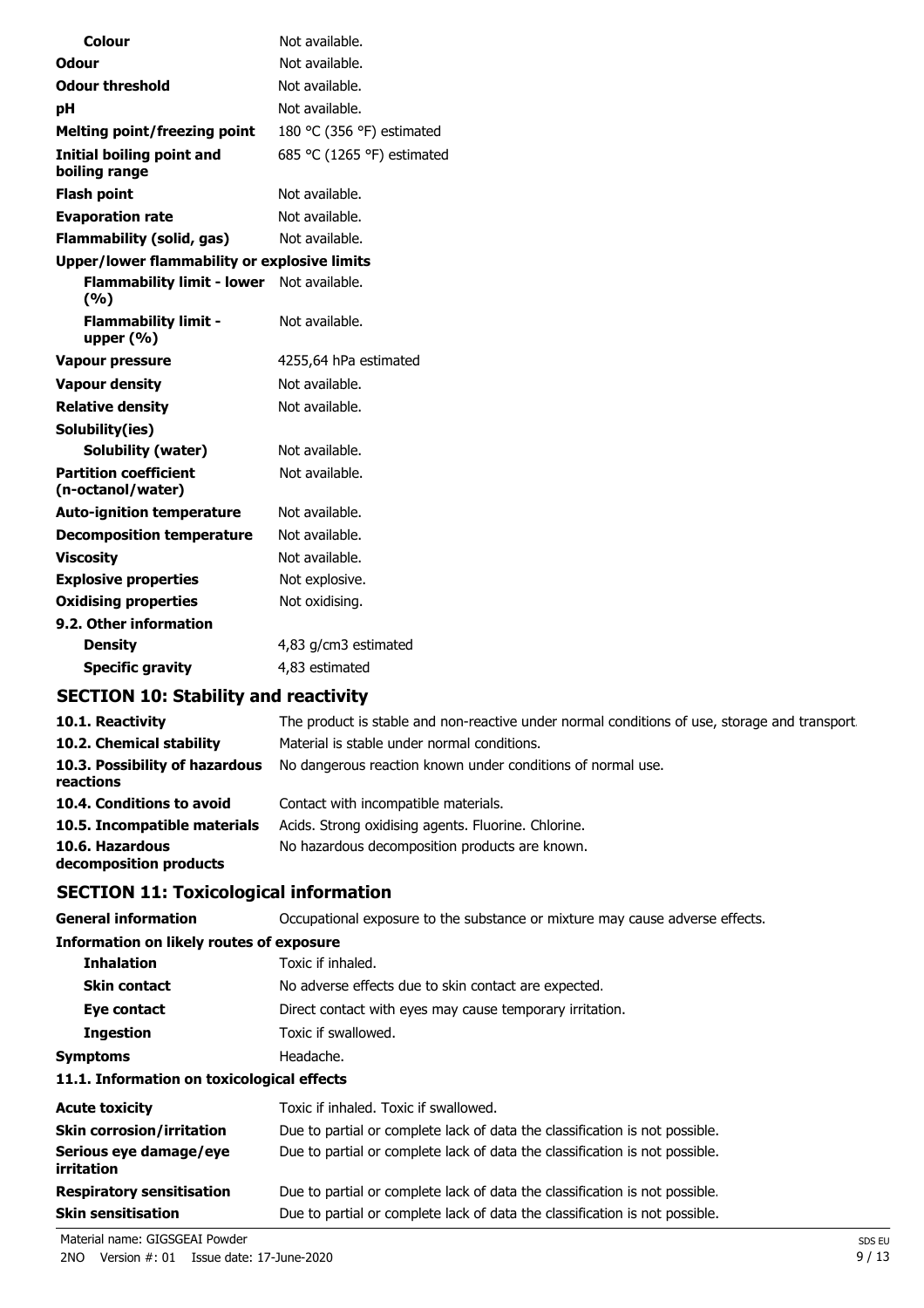| | |
|---|---|
| **Colour** | Not available. |
| **Odour** | Not available. |
| **Odour threshold** | Not available. |
| **pH** | Not available. |
| **Melting point/freezing point** | 180 °C (356 °F) estimated |
| **Initial boiling point and boiling range** | 685 °C (1265 °F) estimated |
| **Flash point** | Not available. |
| **Evaporation rate** | Not available. |
| **Flammability (solid, gas)** | Not available. |
| **Upper/lower flammability or explosive limits** | |
| **Flammability limit - lower (%)** | Not available. |
| **Flammability limit - upper (%)** | Not available. |
| **Vapour pressure** | 4255,64 hPa estimated |
| **Vapour density** | Not available. |
| **Relative density** | Not available. |
| **Solubility(ies)** | |
| **Solubility (water)** | Not available. |
| **Partition coefficient (n-octanol/water)** | Not available. |
| **Auto-ignition temperature** | Not available. |
| **Decomposition temperature** | Not available. |
| **Viscosity** | Not available. |
| **Explosive properties** | Not explosive. |
| **Oxidising properties** | Not oxidising. |
| **9.2. Other information** | |
| **Density** | 4,83 g/cm3 estimated |
| **Specific gravity** | 4,83 estimated |

## SECTION 10: Stability and reactivity

| | |
|---|---|
| **10.1. Reactivity** | The product is stable and non-reactive under normal conditions of use, storage and transport. |
| **10.2. Chemical stability** | Material is stable under normal conditions. |
| **10.3. Possibility of hazardous reactions** | No dangerous reaction known under conditions of normal use. |
| **10.4. Conditions to avoid** | Contact with incompatible materials. |
| **10.5. Incompatible materials** | Acids. Strong oxidising agents. Fluorine. Chlorine. |
| **10.6. Hazardous decomposition products** | No hazardous decomposition products are known. |

## SECTION 11: Toxicological information

| | |
|---|---|
| **General information** | Occupational exposure to the substance or mixture may cause adverse effects. |
| **Information on likely routes of exposure** | |
| **Inhalation** | Toxic if inhaled. |
| **Skin contact** | No adverse effects due to skin contact are expected. |
| **Eye contact** | Direct contact with eyes may cause temporary irritation. |
| **Ingestion** | Toxic if swallowed. |
| **Symptoms** | Headache. |
| **11.1. Information on toxicological effects** | |
| **Acute toxicity** | Toxic if inhaled. Toxic if swallowed. |
| **Skin corrosion/irritation** | Due to partial or complete lack of data the classification is not possible. |
| **Serious eye damage/eye irritation** | Due to partial or complete lack of data the classification is not possible. |
| **Respiratory sensitisation** | Due to partial or complete lack of data the classification is not possible. |
| **Skin sensitisation** | Due to partial or complete lack of data the classification is not possible. |

Material name: GIGSGEAI Powder
2NO Version #: 01 Issue date: 17-June-2020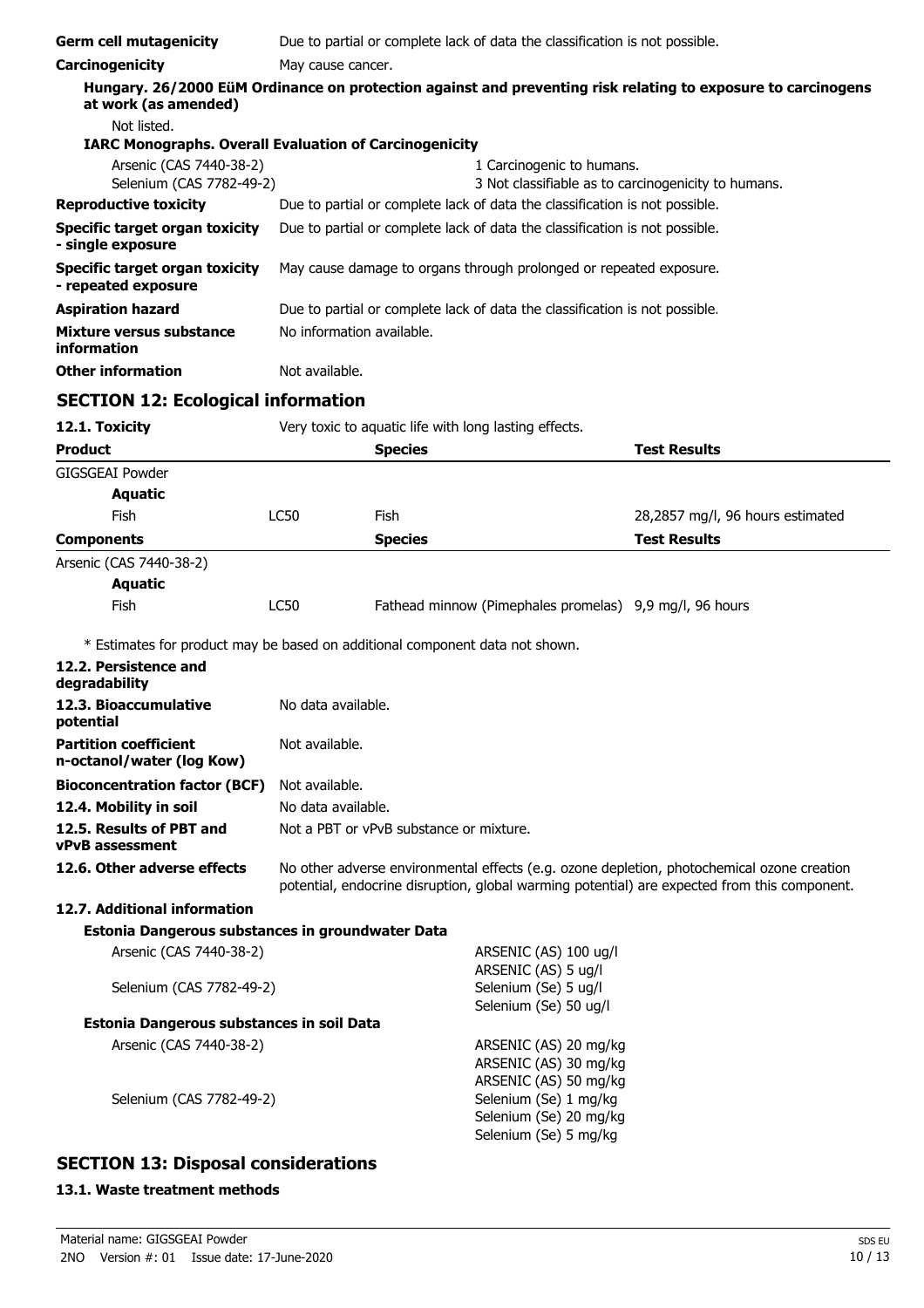**Germ cell mutagenicity** Due to partial or complete lack of data the classification is not possible.

**Carcinogenicity** May cause cancer.

**Hungary. 26/2000 EüM Ordinance on protection against and preventing risk relating to exposure to carcinogens at work (as amended)**

Not listed.

**IARC Monographs. Overall Evaluation of Carcinogenicity**

| | |
|---|---|
| Arsenic (CAS 7440-38-2) | 1 Carcinogenic to humans. |
| Selenium (CAS 7782-49-2) | 3 Not classifiable as to carcinogenicity to humans. |

**Reproductive toxicity** Due to partial or complete lack of data the classification is not possible.

**Specific target organ toxicity - single exposure** Due to partial or complete lack of data the classification is not possible.

**Specific target organ toxicity - repeated exposure** May cause damage to organs through prolonged or repeated exposure.

**Aspiration hazard** Due to partial or complete lack of data the classification is not possible.

**Mixture versus substance information** No information available.

**Other information** Not available.

## SECTION 12: Ecological information

**12.1. Toxicity** Very toxic to aquatic life with long lasting effects.

| **Product** | | **Species** | **Test Results** |
|---|---|---|---|
| GIGSGEAI Powder | | | |
| **Aquatic** | | | |
| Fish | LC50 | Fish | 28,2857 mg/l, 96 hours estimated |
| **Components** | | **Species** | **Test Results** |
| Arsenic (CAS 7440-38-2) | | | |
| **Aquatic** | | | |
| Fish | LC50 | Fathead minnow (Pimephales promelas) | 9,9 mg/l, 96 hours |

* Estimates for product may be based on additional component data not shown.

**12.2. Persistence and degradability**

**12.3. Bioaccumulative potential** No data available.

**Partition coefficient n-octanol/water (log Kow)** Not available.

**Bioconcentration factor (BCF)** Not available.

**12.4. Mobility in soil** No data available.

**12.5. Results of PBT and vPvB assessment** Not a PBT or vPvB substance or mixture.

**12.6. Other adverse effects** No other adverse environmental effects (e.g. ozone depletion, photochemical ozone creation potential, endocrine disruption, global warming potential) are expected from this component.

**12.7. Additional information**

**Estonia Dangerous substances in groundwater Data**

| | |
|---|---|
| Arsenic (CAS 7440-38-2) | ARSENIC (AS) 100 ug/l<br>ARSENIC (AS) 5 ug/l |
| Selenium (CAS 7782-49-2) | Selenium (Se) 5 ug/l<br>Selenium (Se) 50 ug/l |

**Estonia Dangerous substances in soil Data**

| | |
|---|---|
| Arsenic (CAS 7440-38-2) | ARSENIC (AS) 20 mg/kg<br>ARSENIC (AS) 30 mg/kg<br>ARSENIC (AS) 50 mg/kg |
| Selenium (CAS 7782-49-2) | Selenium (Se) 1 mg/kg<br>Selenium (Se) 20 mg/kg<br>Selenium (Se) 5 mg/kg |

## SECTION 13: Disposal considerations

### 13.1. Waste treatment methods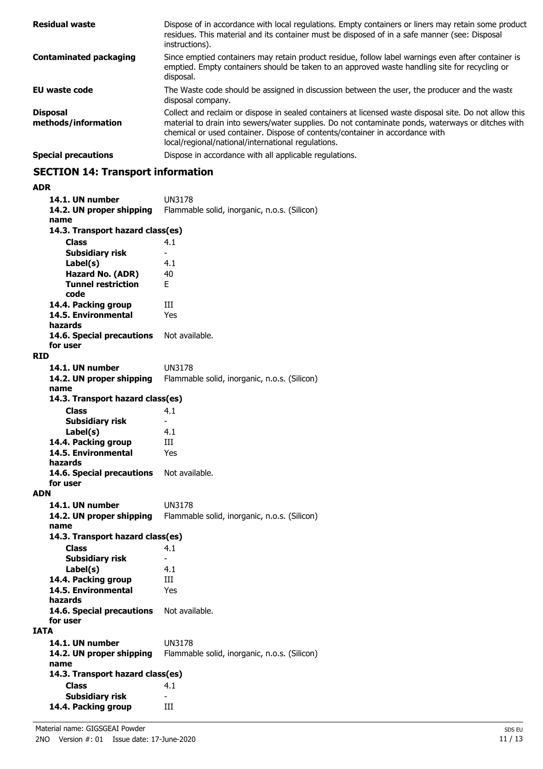| | |
|---|---|
| **Residual waste** | Dispose of in accordance with local regulations. Empty containers or liners may retain some product residues. This material and its container must be disposed of in a safe manner (see: Disposal instructions). |
| **Contaminated packaging** | Since emptied containers may retain product residue, follow label warnings even after container is emptied. Empty containers should be taken to an approved waste handling site for recycling or disposal. |
| **EU waste code** | The Waste code should be assigned in discussion between the user, the producer and the waste disposal company. |
| **Disposal methods/information** | Collect and reclaim or dispose in sealed containers at licensed waste disposal site. Do not allow this material to drain into sewers/water supplies. Do not contaminate ponds, waterways or ditches with chemical or used container. Dispose of contents/container in accordance with local/regional/national/international regulations. |
| **Special precautions** | Dispose in accordance with all applicable regulations. |

## SECTION 14: Transport information

**ADR**

| | |
|---|---|
| **14.1. UN number** | UN3178 |
| **14.2. UN proper shipping name** | Flammable solid, inorganic, n.o.s. (Silicon) |
| **14.3. Transport hazard class(es)** | |
| **Class** | 4.1 |
| **Subsidiary risk** | - |
| **Label(s)** | 4.1 |
| **Hazard No. (ADR)** | 40 |
| **Tunnel restriction code** | E |
| **14.4. Packing group** | III |
| **14.5. Environmental hazards** | Yes |
| **14.6. Special precautions for user** | Not available. |

**RID**

| | |
|---|---|
| **14.1. UN number** | UN3178 |
| **14.2. UN proper shipping name** | Flammable solid, inorganic, n.o.s. (Silicon) |
| **14.3. Transport hazard class(es)** | |
| **Class** | 4.1 |
| **Subsidiary risk** | - |
| **Label(s)** | 4.1 |
| **14.4. Packing group** | III |
| **14.5. Environmental hazards** | Yes |
| **14.6. Special precautions for user** | Not available. |

**ADN**

| | |
|---|---|
| **14.1. UN number** | UN3178 |
| **14.2. UN proper shipping name** | Flammable solid, inorganic, n.o.s. (Silicon) |
| **14.3. Transport hazard class(es)** | |
| **Class** | 4.1 |
| **Subsidiary risk** | - |
| **Label(s)** | 4.1 |
| **14.4. Packing group** | III |
| **14.5. Environmental hazards** | Yes |
| **14.6. Special precautions for user** | Not available. |

**IATA**

| | |
|---|---|
| **14.1. UN number** | UN3178 |
| **14.2. UN proper shipping name** | Flammable solid, inorganic, n.o.s. (Silicon) |
| **14.3. Transport hazard class(es)** | |
| **Class** | 4.1 |
| **Subsidiary risk** | - |
| **14.4. Packing group** | III |

Material name: GIGSGEAI Powder
2NO Version #: 01 Issue date: 17-June-2020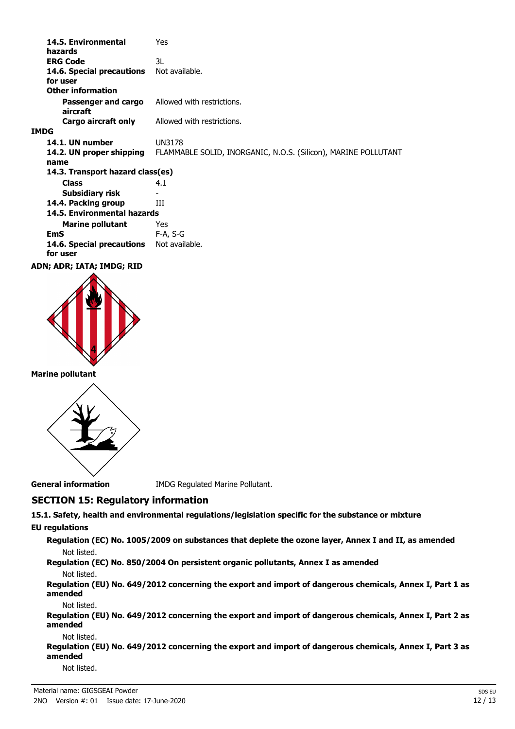| | |
|---|---|
| **14.5. Environmental hazards** | Yes |
| **ERG Code** | 3L |
| **14.6. Special precautions for user** | Not available. |
| **Other information** | |
| **Passenger and cargo aircraft** | Allowed with restrictions. |
| **Cargo aircraft only** | Allowed with restrictions. |

**IMDG**

| | |
|---|---|
| **14.1. UN number** | UN3178 |
| **14.2. UN proper shipping name** | FLAMMABLE SOLID, INORGANIC, N.O.S. (Silicon), MARINE POLLUTANT |
| **14.3. Transport hazard class(es)** | |
| **Class** | 4.1 |
| **Subsidiary risk** | - |
| **14.4. Packing group** | III |
| **14.5. Environmental hazards** | |
| **Marine pollutant** | Yes |
| **EmS** | F-A, S-G |
| **14.6. Special precautions for user** | Not available. |

**ADN; ADR; IATA; IMDG; RID**

**Marine pollutant**

**General information** IMDG Regulated Marine Pollutant.

## SECTION 15: Regulatory information

**15.1. Safety, health and environmental regulations/legislation specific for the substance or mixture**

**EU regulations**

**Regulation (EC) No. 1005/2009 on substances that deplete the ozone layer, Annex I and II, as amended**

Not listed.

**Regulation (EC) No. 850/2004 On persistent organic pollutants, Annex I as amended**

Not listed.

**Regulation (EU) No. 649/2012 concerning the export and import of dangerous chemicals, Annex I, Part 1 as amended**

Not listed.

**Regulation (EU) No. 649/2012 concerning the export and import of dangerous chemicals, Annex I, Part 2 as amended**

Not listed.

**Regulation (EU) No. 649/2012 concerning the export and import of dangerous chemicals, Annex I, Part 3 as amended**

Not listed.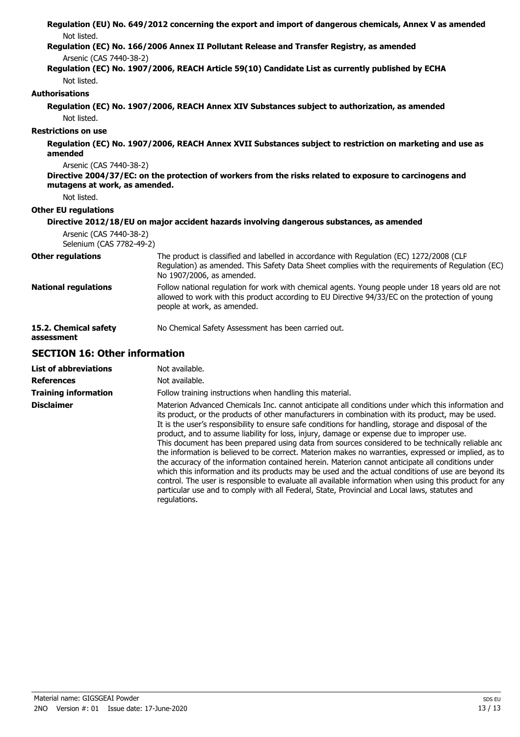**Regulation (EU) No. 649/2012 concerning the export and import of dangerous chemicals, Annex V as amended**

Not listed.

**Regulation (EC) No. 166/2006 Annex II Pollutant Release and Transfer Registry, as amended**

Arsenic (CAS 7440-38-2)

**Regulation (EC) No. 1907/2006, REACH Article 59(10) Candidate List as currently published by ECHA**

Not listed.

**Authorisations**

**Regulation (EC) No. 1907/2006, REACH Annex XIV Substances subject to authorization, as amended**

Not listed.

**Restrictions on use**

**Regulation (EC) No. 1907/2006, REACH Annex XVII Substances subject to restriction on marketing and use as amended**

Arsenic (CAS 7440-38-2)

**Directive 2004/37/EC: on the protection of workers from the risks related to exposure to carcinogens and mutagens at work, as amended.**

Not listed.

**Other EU regulations**

**Directive 2012/18/EU on major accident hazards involving dangerous substances, as amended**

Arsenic (CAS 7440-38-2)
Selenium (CAS 7782-49-2)

**Other regulations** The product is classified and labelled in accordance with Regulation (EC) 1272/2008 (CLP Regulation) as amended. This Safety Data Sheet complies with the requirements of Regulation (EC) No 1907/2006, as amended.

**National regulations** Follow national regulation for work with chemical agents. Young people under 18 years old are not allowed to work with this product according to EU Directive 94/33/EC on the protection of young people at work, as amended.

**15.2. Chemical safety assessment** No Chemical Safety Assessment has been carried out.

## SECTION 16: Other information

**List of abbreviations** Not available.

**References** Not available.

**Training information** Follow training instructions when handling this material.

**Disclaimer** Materion Advanced Chemicals Inc. cannot anticipate all conditions under which this information and its product, or the products of other manufacturers in combination with its product, may be used. It is the user's responsibility to ensure safe conditions for handling, storage and disposal of the product, and to assume liability for loss, injury, damage or expense due to improper use. This document has been prepared using data from sources considered to be technically reliable and the information is believed to be correct. Materion makes no warranties, expressed or implied, as to the accuracy of the information contained herein. Materion cannot anticipate all conditions under which this information and its products may be used and the actual conditions of use are beyond its control. The user is responsible to evaluate all available information when using this product for any particular use and to comply with all Federal, State, Provincial and Local laws, statutes and regulations.

Material name: GIGSGEAI Powder
2NO Version #: 01 Issue date: 17-June-2020